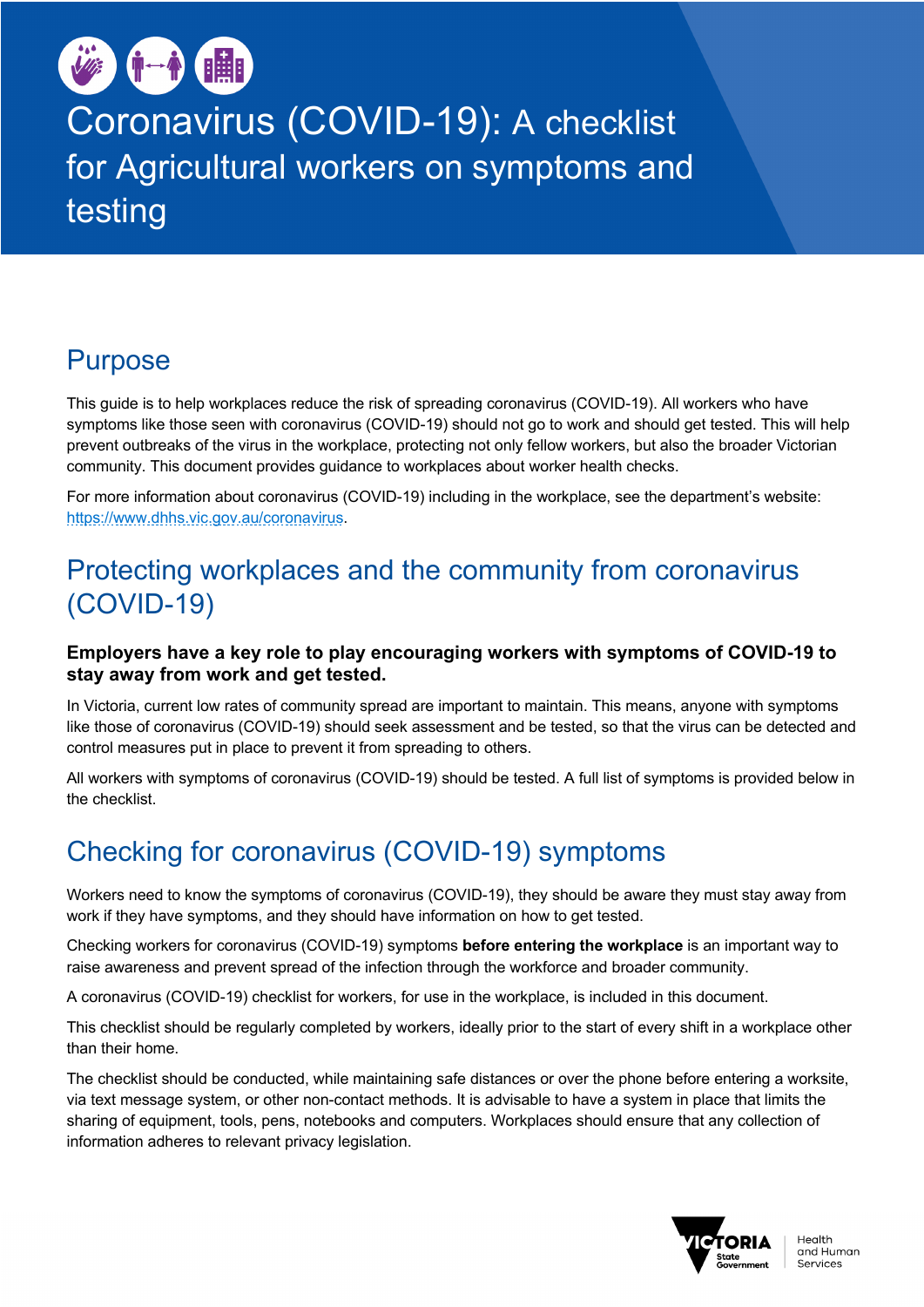# Coronavirus (COVID-19): A checklist for Agricultural workers on symptoms and testing

## Purpose

This guide is to help workplaces reduce the risk of spreading coronavirus (COVID-19). All workers who have symptoms like those seen with coronavirus (COVID-19) should not go to work and should get tested. This will help prevent outbreaks of the virus in the workplace, protecting not only fellow workers, but also the broader Victorian community. This document provides guidance to workplaces about worker health checks.

For more information about coronavirus (COVID-19) including in the workplace, see the department's website: [https://www.dhhs.vic.gov.au/coronavirus](https://www.dhhs.vic.gov.au/coronavirus).

## Protecting workplaces and the community from coronavirus (COVID-19)

### Employers have a key role to play encouraging workers with symptoms of COVID-19 to stay away from work and get tested.

In Victoria, current low rates of community spread are important to maintain. This means, anyone with symptoms like those of coronavirus (COVID-19) should seek assessment and be tested, so that the virus can be detected and control measures put in place to prevent it from spreading to others.

All workers with symptoms of coronavirus (COVID-19) should be tested. A full list of symptoms is provided below in the checklist.

## Checking for coronavirus (COVID-19) symptoms

Workers need to know the symptoms of coronavirus (COVID-19), they should be aware they must stay away from work if they have symptoms, and they should have information on how to get tested.

Checking workers for coronavirus (COVID-19) symptoms **before entering the workplace** is an important way to raise awareness and prevent spread of the infection through the workforce and broader community.

A coronavirus (COVID-19) checklist for workers, for use in the workplace, is included in this document.

This checklist should be regularly completed by workers, ideally prior to the start of every shift in a workplace other than their home.

The checklist should be conducted, while maintaining safe distances or over the phone before entering a worksite, via text message system, or other non-contact methods. It is advisable to have a system in place that limits the sharing of equipment, tools, pens, notebooks and computers. Workplaces should ensure that any collection of information adheres to relevant privacy legislation.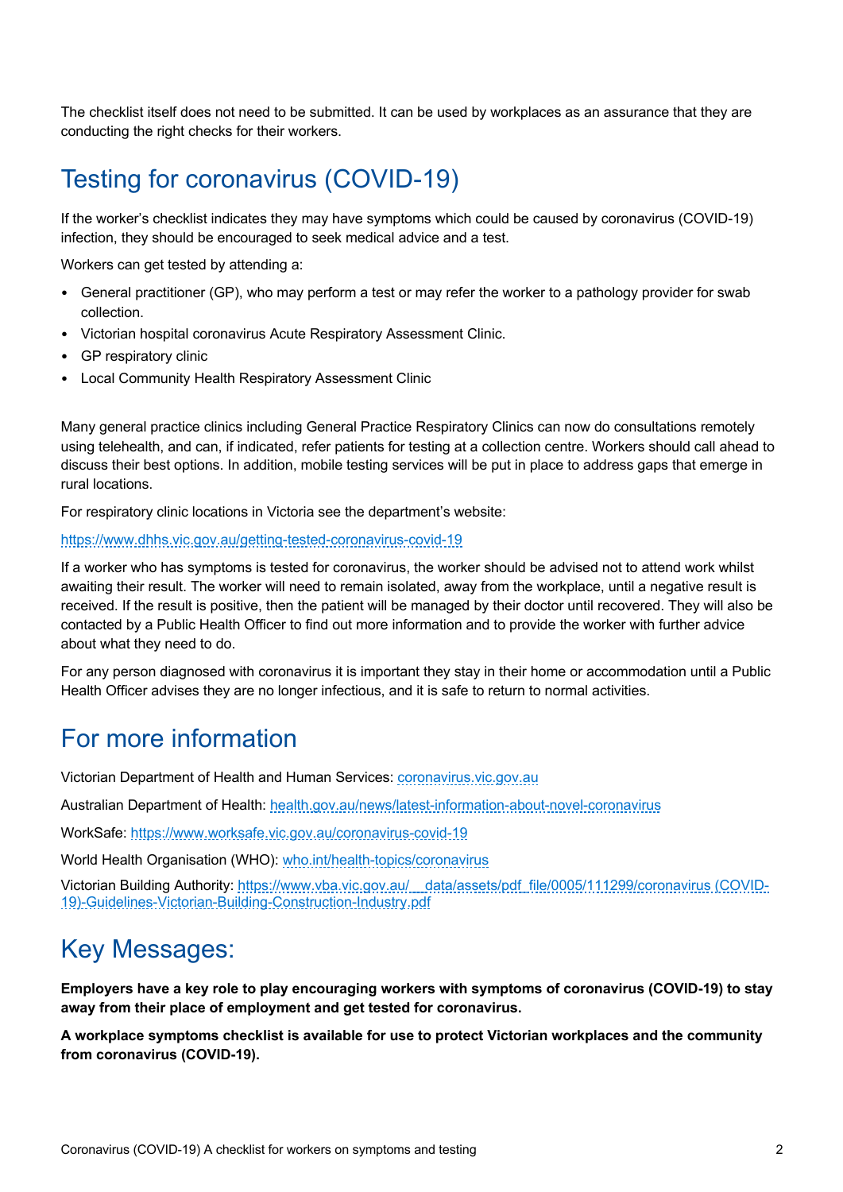The checklist itself does not need to be submitted. It can be used by workplaces as an assurance that they are conducting the right checks for their workers.

## Testing for coronavirus (COVID-19)

If the worker's checklist indicates they may have symptoms which could be caused by coronavirus (COVID-19) infection, they should be encouraged to seek medical advice and a test.

Workers can get tested by attending a:

- General practitioner (GP), who may perform a test or may refer the worker to a pathology provider for swab collection.
- Victorian hospital coronavirus Acute Respiratory Assessment Clinic.
- GP respiratory clinic
- Local Community Health Respiratory Assessment Clinic

Many general practice clinics including General Practice Respiratory Clinics can now do consultations remotely using telehealth, and can, if indicated, refer patients for testing at a collection centre. Workers should call ahead to discuss their best options. In addition, mobile testing services will be put in place to address gaps that emerge in rural locations.

For respiratory clinic locations in Victoria see the department's website:

https://www.dhhs.vic.gov.au/getting-tested-coronavirus-covid-19

If a worker who has symptoms is tested for coronavirus, the worker should be advised not to attend work whilst awaiting their result. The worker will need to remain isolated, away from the workplace, until a negative result is received. If the result is positive, then the patient will be managed by their doctor until recovered. They will also be contacted by a Public Health Officer to find out more information and to provide the worker with further advice about what they need to do.

For any person diagnosed with coronavirus it is important they stay in their home or accommodation until a Public Health Officer advises they are no longer infectious, and it is safe to return to normal activities.

## For more information

Victorian Department of Health and Human Services: coronavirus.vic.gov.au

Australian Department of Health: health.gov.au/news/latest-information-about-novel-coronavirus

WorkSafe: https://www.worksafe.vic.gov.au/coronavirus-covid-19

World Health Organisation (WHO): who.int/health-topics/coronavirus

Victorian Building Authority: https://www.vba.vic.gov.au/__data/assets/pdf_file/0005/111299/coronavirus (COVID-19)-Guidelines-Victorian-Building-Construction-Industry.pdf

## Key Messages:

**Employers have a key role to play encouraging workers with symptoms of coronavirus (COVID-19) to stay away from their place of employment and get tested for coronavirus.**

**A workplace symptoms checklist is available for use to protect Victorian workplaces and the community from coronavirus (COVID-19).**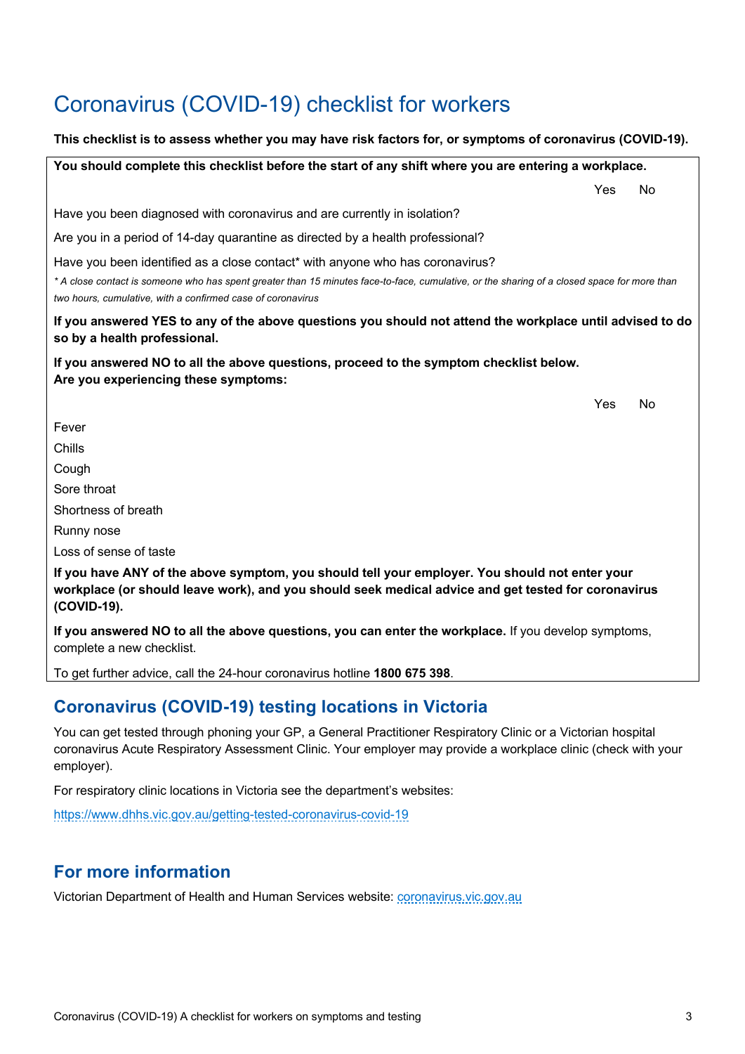# Coronavirus (COVID-19) checklist for workers

**This checklist is to assess whether you may have risk factors for, or symptoms of coronavirus (COVID-19).**

**You should complete this checklist before the start of any shift where you are entering a workplace.**

| | Yes | No |
|---|---|---|
| Have you been diagnosed with coronavirus and are currently in isolation? | | |
| Are you in a period of 14-day quarantine as directed by a health professional? | | |
| Have you been identified as a close contact* with anyone who has coronavirus? | | |

*\* A close contact is someone who has spent greater than 15 minutes face-to-face, cumulative, or the sharing of a closed space for more than two hours, cumulative, with a confirmed case of coronavirus*

**If you answered YES to any of the above questions you should not attend the workplace until advised to do so by a health professional.**

**If you answered NO to all the above questions, proceed to the symptom checklist below.**
**Are you experiencing these symptoms:**

| | Yes | No |
|---|---|---|
| Fever | | |
| Chills | | |
| Cough | | |
| Sore throat | | |
| Shortness of breath | | |
| Runny nose | | |
| Loss of sense of taste | | |

**If you have ANY of the above symptom, you should tell your employer. You should not enter your workplace (or should leave work), and you should seek medical advice and get tested for coronavirus (COVID-19).**

**If you answered NO to all the above questions, you can enter the workplace.** If you develop symptoms, complete a new checklist.

To get further advice, call the 24-hour coronavirus hotline **1800 675 398**.

## Coronavirus (COVID-19) testing locations in Victoria

You can get tested through phoning your GP, a General Practitioner Respiratory Clinic or a Victorian hospital coronavirus Acute Respiratory Assessment Clinic. Your employer may provide a workplace clinic (check with your employer).

For respiratory clinic locations in Victoria see the department's websites:

https://www.dhhs.vic.gov.au/getting-tested-coronavirus-covid-19

## For more information

Victorian Department of Health and Human Services website: coronavirus.vic.gov.au